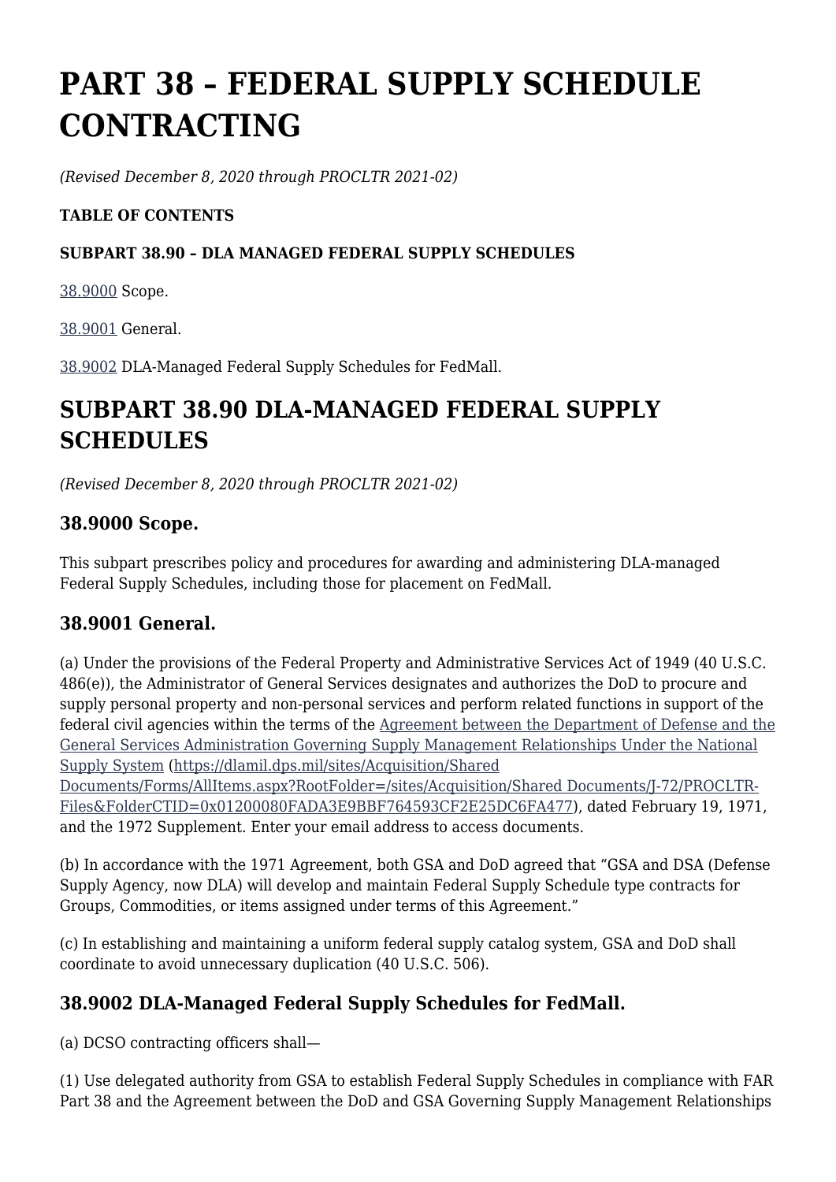# PART 38 – FEDERAL SUPPLY SCHEDULE CONTRACTING

*(Revised December 8, 2020 through PROCLTR 2021-02)*

**TABLE OF CONTENTS**

**SUBPART 38.90 – DLA MANAGED FEDERAL SUPPLY SCHEDULES**

38.9000 Scope.

38.9001 General.

38.9002 DLA-Managed Federal Supply Schedules for FedMall.

## SUBPART 38.90 DLA-MANAGED FEDERAL SUPPLY SCHEDULES

*(Revised December 8, 2020 through PROCLTR 2021-02)*

### 38.9000 Scope.

This subpart prescribes policy and procedures for awarding and administering DLA-managed Federal Supply Schedules, including those for placement on FedMall.

### 38.9001 General.

(a) Under the provisions of the Federal Property and Administrative Services Act of 1949 (40 U.S.C. 486(e)), the Administrator of General Services designates and authorizes the DoD to procure and supply personal property and non-personal services and perform related functions in support of the federal civil agencies within the terms of the Agreement between the Department of Defense and the General Services Administration Governing Supply Management Relationships Under the National Supply System (https://dlamil.dps.mil/sites/Acquisition/Shared Documents/Forms/AllItems.aspx?RootFolder=/sites/Acquisition/Shared Documents/J-72/PROCLTR-Files&FolderCTID=0x01200080FADA3E9BBF764593CF2E25DC6FA477), dated February 19, 1971, and the 1972 Supplement. Enter your email address to access documents.

(b) In accordance with the 1971 Agreement, both GSA and DoD agreed that "GSA and DSA (Defense Supply Agency, now DLA) will develop and maintain Federal Supply Schedule type contracts for Groups, Commodities, or items assigned under terms of this Agreement."

(c) In establishing and maintaining a uniform federal supply catalog system, GSA and DoD shall coordinate to avoid unnecessary duplication (40 U.S.C. 506).

### 38.9002 DLA-Managed Federal Supply Schedules for FedMall.

(a) DCSO contracting officers shall—

(1) Use delegated authority from GSA to establish Federal Supply Schedules in compliance with FAR Part 38 and the Agreement between the DoD and GSA Governing Supply Management Relationships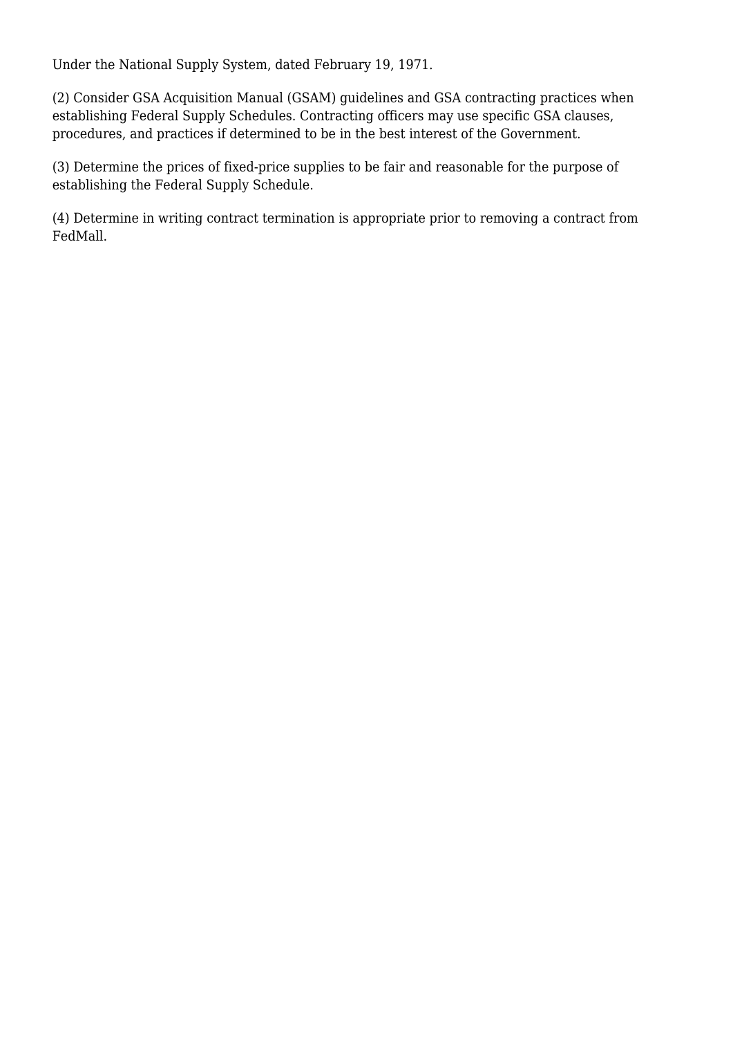Under the National Supply System, dated February 19, 1971.

(2) Consider GSA Acquisition Manual (GSAM) guidelines and GSA contracting practices when establishing Federal Supply Schedules. Contracting officers may use specific GSA clauses, procedures, and practices if determined to be in the best interest of the Government.

(3) Determine the prices of fixed-price supplies to be fair and reasonable for the purpose of establishing the Federal Supply Schedule.

(4) Determine in writing contract termination is appropriate prior to removing a contract from FedMall.